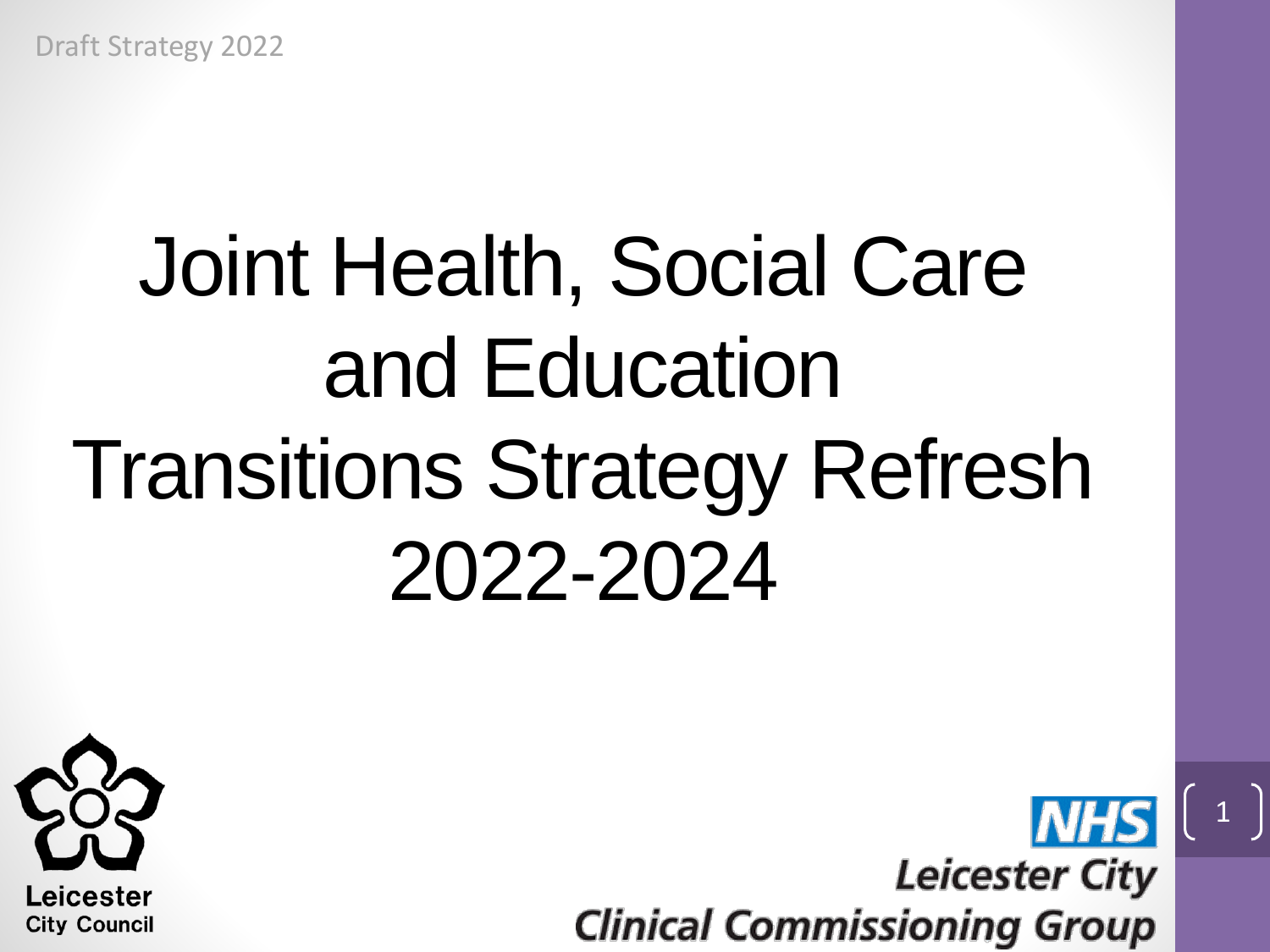Draft Strategy 2022

# Joint Health, Social Care and Education Transitions Strategy Refresh 2022-2024

Leicester City Council

NHS Leicester City Clinical Commissioning Group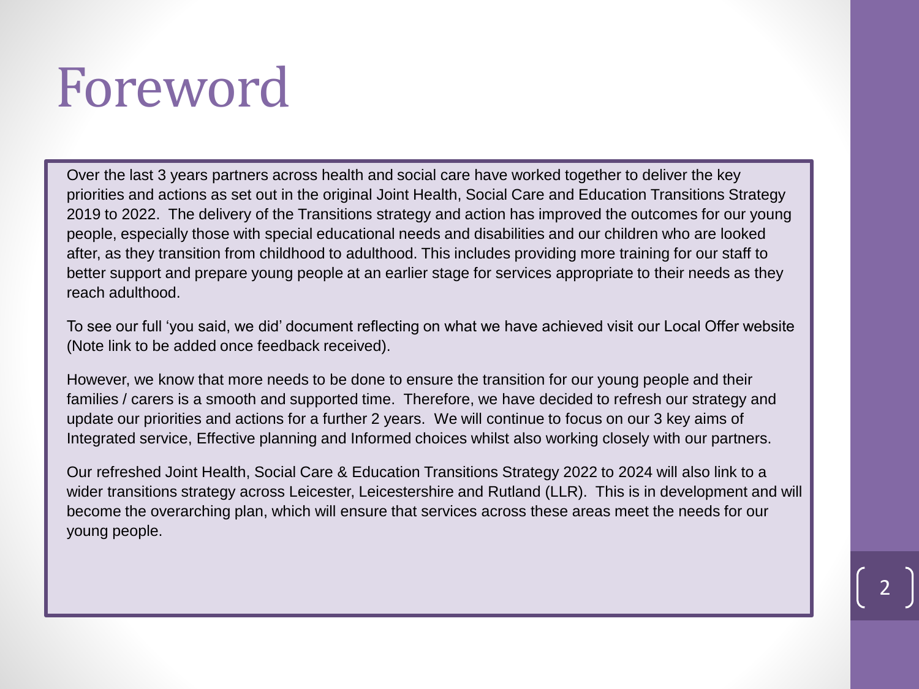# Foreword

Over the last 3 years partners across health and social care have worked together to deliver the key priorities and actions as set out in the original Joint Health, Social Care and Education Transitions Strategy 2019 to 2022. The delivery of the Transitions strategy and action has improved the outcomes for our young people, especially those with special educational needs and disabilities and our children who are looked after, as they transition from childhood to adulthood. This includes providing more training for our staff to better support and prepare young people at an earlier stage for services appropriate to their needs as they reach adulthood.

To see our full 'you said, we did' document reflecting on what we have achieved visit our Local Offer website (Note link to be added once feedback received).

However, we know that more needs to be done to ensure the transition for our young people and their families / carers is a smooth and supported time. Therefore, we have decided to refresh our strategy and update our priorities and actions for a further 2 years. We will continue to focus on our 3 key aims of Integrated service, Effective planning and Informed choices whilst also working closely with our partners.

Our refreshed Joint Health, Social Care & Education Transitions Strategy 2022 to 2024 will also link to a wider transitions strategy across Leicester, Leicestershire and Rutland (LLR). This is in development and will become the overarching plan, which will ensure that services across these areas meet the needs for our young people.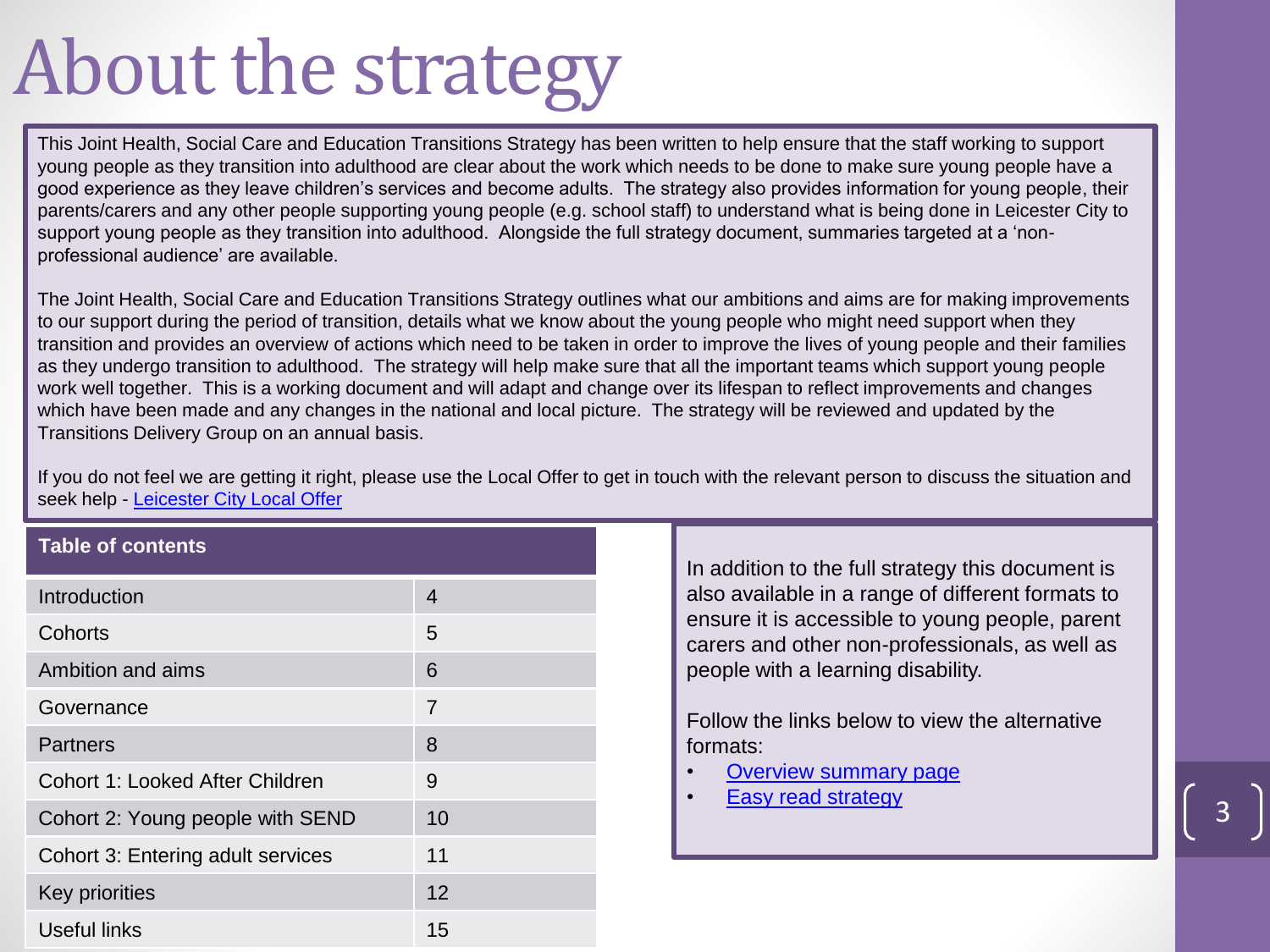# About the strategy

This Joint Health, Social Care and Education Transitions Strategy has been written to help ensure that the staff working to support young people as they transition into adulthood are clear about the work which needs to be done to make sure young people have a good experience as they leave children's services and become adults. The strategy also provides information for young people, their parents/carers and any other people supporting young people (e.g. school staff) to understand what is being done in Leicester City to support young people as they transition into adulthood. Alongside the full strategy document, summaries targeted at a 'non-professional audience' are available.

The Joint Health, Social Care and Education Transitions Strategy outlines what our ambitions and aims are for making improvements to our support during the period of transition, details what we know about the young people who might need support when they transition and provides an overview of actions which need to be taken in order to improve the lives of young people and their families as they undergo transition to adulthood. The strategy will help make sure that all the important teams which support young people work well together. This is a working document and will adapt and change over its lifespan to reflect improvements and changes which have been made and any changes in the national and local picture. The strategy will be reviewed and updated by the Transitions Delivery Group on an annual basis.

If you do not feel we are getting it right, please use the Local Offer to get in touch with the relevant person to discuss the situation and seek help - Leicester City Local Offer

| Table of contents | |
|---|---|
| Introduction | 4 |
| Cohorts | 5 |
| Ambition and aims | 6 |
| Governance | 7 |
| Partners | 8 |
| Cohort 1: Looked After Children | 9 |
| Cohort 2: Young people with SEND | 10 |
| Cohort 3: Entering adult services | 11 |
| Key priorities | 12 |
| Useful links | 15 |

In addition to the full strategy this document is also available in a range of different formats to ensure it is accessible to young people, parent carers and other non-professionals, as well as people with a learning disability.

Follow the links below to view the alternative formats:

- Overview summary page
- Easy read strategy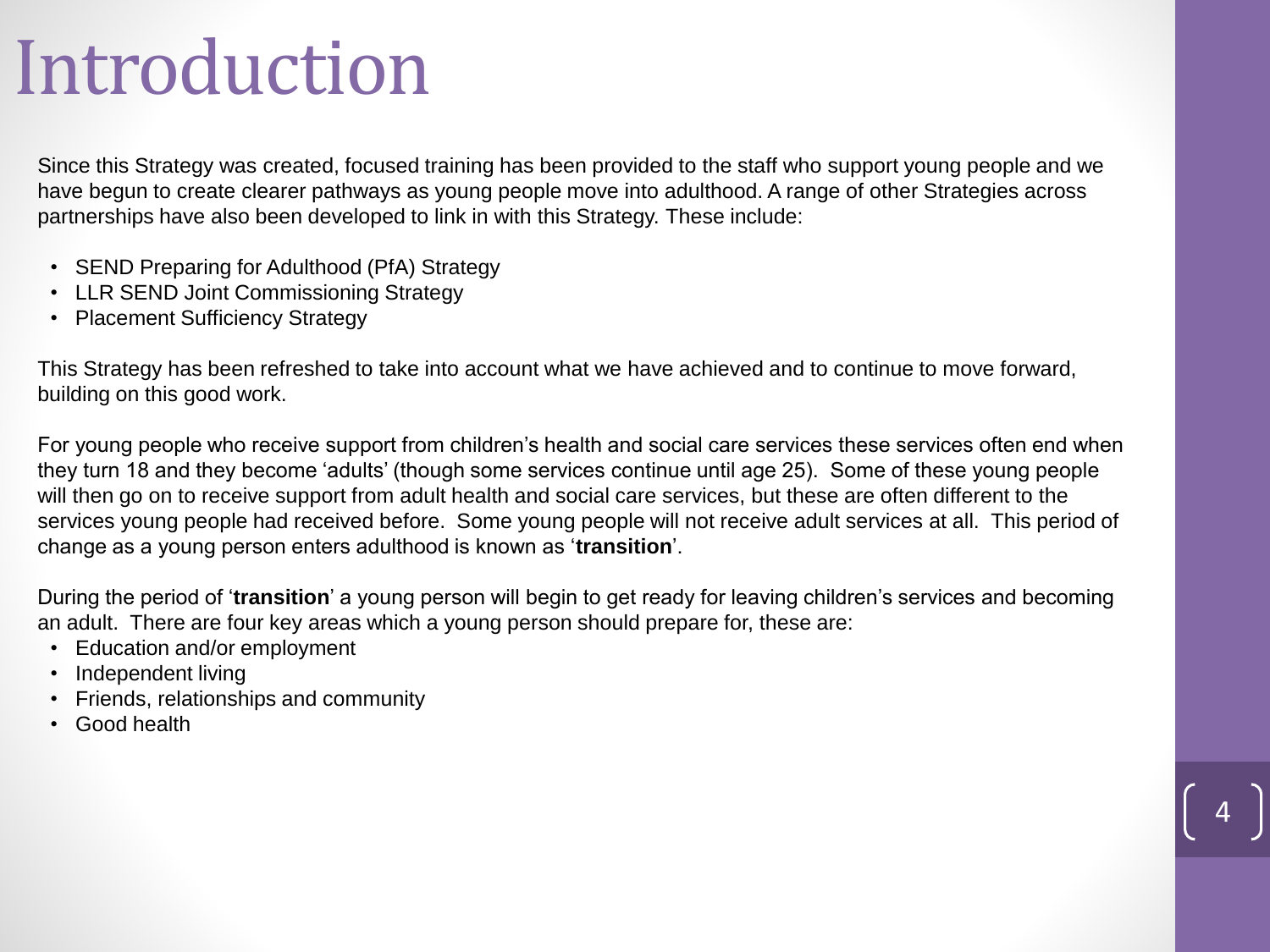# Introduction

Since this Strategy was created, focused training has been provided to the staff who support young people and we have begun to create clearer pathways as young people move into adulthood. A range of other Strategies across partnerships have also been developed to link in with this Strategy. These include:

- SEND Preparing for Adulthood (PfA) Strategy
- LLR SEND Joint Commissioning Strategy
- Placement Sufficiency Strategy

This Strategy has been refreshed to take into account what we have achieved and to continue to move forward, building on this good work.

For young people who receive support from children's health and social care services these services often end when they turn 18 and they become 'adults' (though some services continue until age 25). Some of these young people will then go on to receive support from adult health and social care services, but these are often different to the services young people had received before. Some young people will not receive adult services at all. This period of change as a young person enters adulthood is known as '**transition**'.

During the period of '**transition**' a young person will begin to get ready for leaving children's services and becoming an adult. There are four key areas which a young person should prepare for, these are:

- Education and/or employment
- Independent living
- Friends, relationships and community
- Good health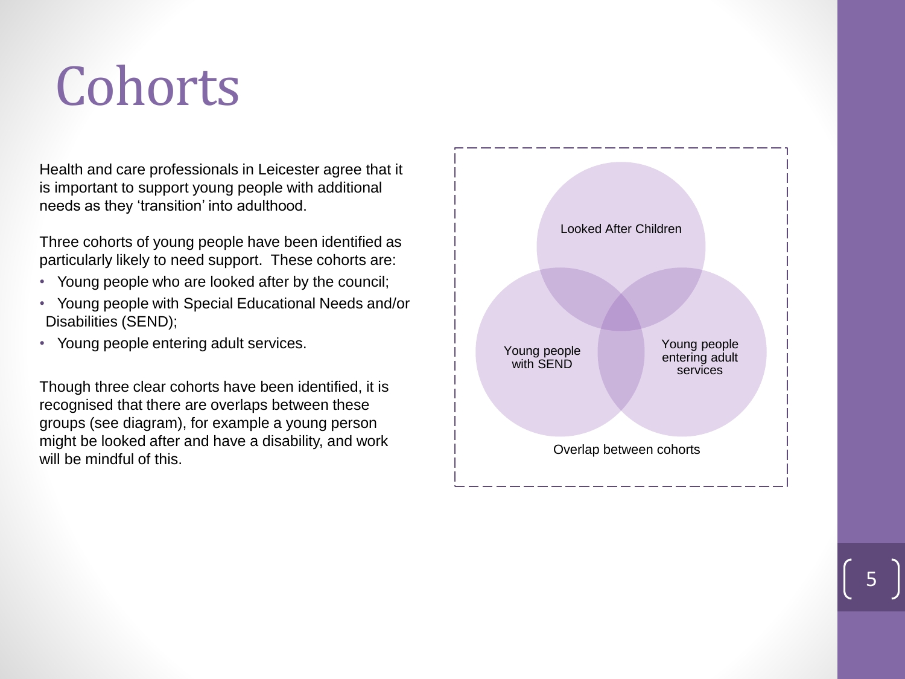# Cohorts

Health and care professionals in Leicester agree that it is important to support young people with additional needs as they 'transition' into adulthood.

Three cohorts of young people have been identified as particularly likely to need support. These cohorts are:

- Young people who are looked after by the council;
- Young people with Special Educational Needs and/or Disabilities (SEND);
- Young people entering adult services.

Though three clear cohorts have been identified, it is recognised that there are overlaps between these groups (see diagram), for example a young person might be looked after and have a disability, and work will be mindful of this.

Looked After Children

Young people with SEND

Young people entering adult services

Overlap between cohorts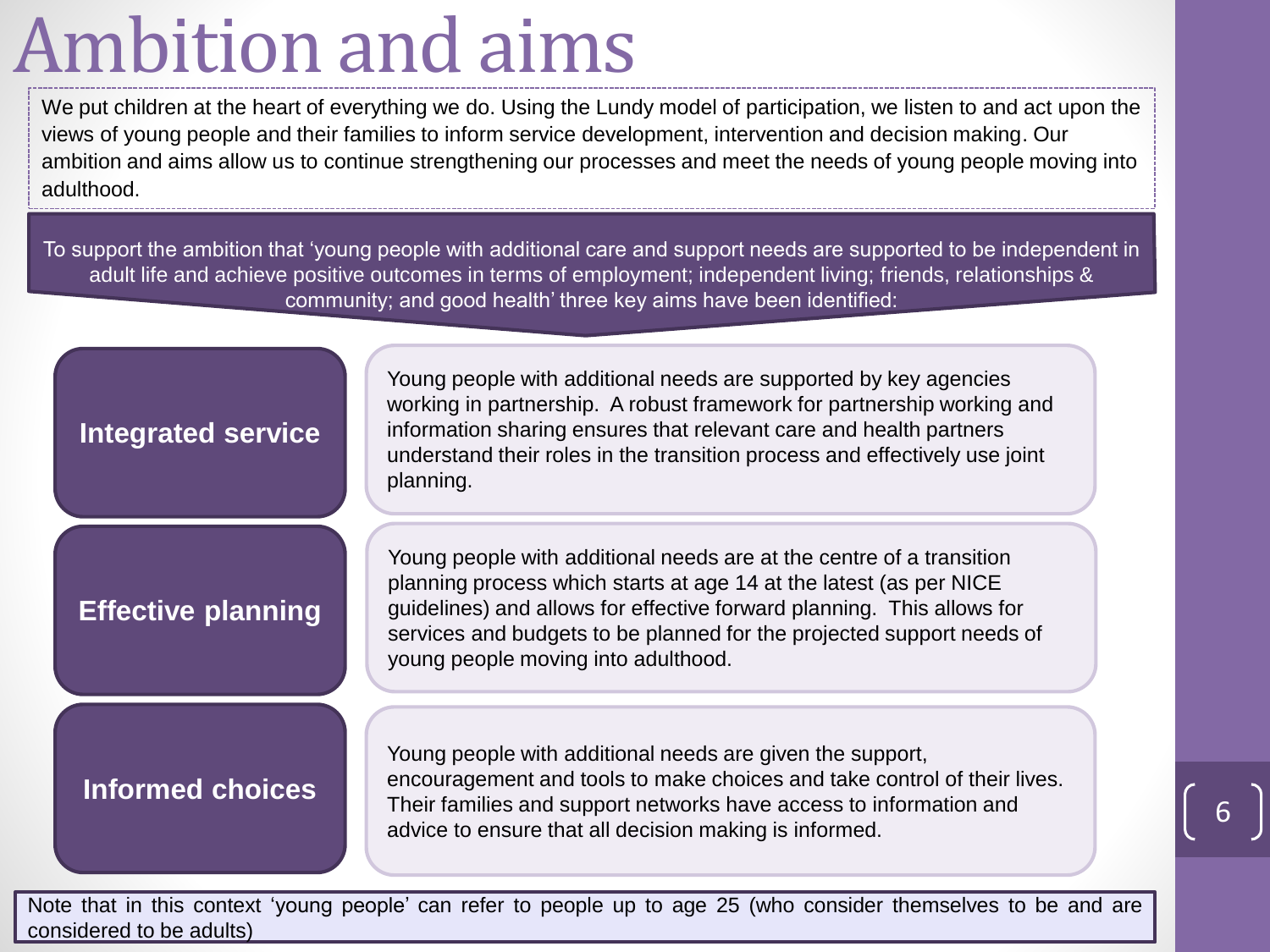# Ambition and aims

We put children at the heart of everything we do. Using the Lundy model of participation, we listen to and act upon the views of young people and their families to inform service development, intervention and decision making. Our ambition and aims allow us to continue strengthening our processes and meet the needs of young people moving into adulthood.

To support the ambition that 'young people with additional care and support needs are supported to be independent in adult life and achieve positive outcomes in terms of employment; independent living; friends, relationships & community; and good health' three key aims have been identified:

**Integrated service**

Young people with additional needs are supported by key agencies working in partnership. A robust framework for partnership working and information sharing ensures that relevant care and health partners understand their roles in the transition process and effectively use joint planning.

**Effective planning**

Young people with additional needs are at the centre of a transition planning process which starts at age 14 at the latest (as per NICE guidelines) and allows for effective forward planning. This allows for services and budgets to be planned for the projected support needs of young people moving into adulthood.

**Informed choices**

Young people with additional needs are given the support, encouragement and tools to make choices and take control of their lives. Their families and support networks have access to information and advice to ensure that all decision making is informed.

Note that in this context 'young people' can refer to people up to age 25 (who consider themselves to be and are considered to be adults)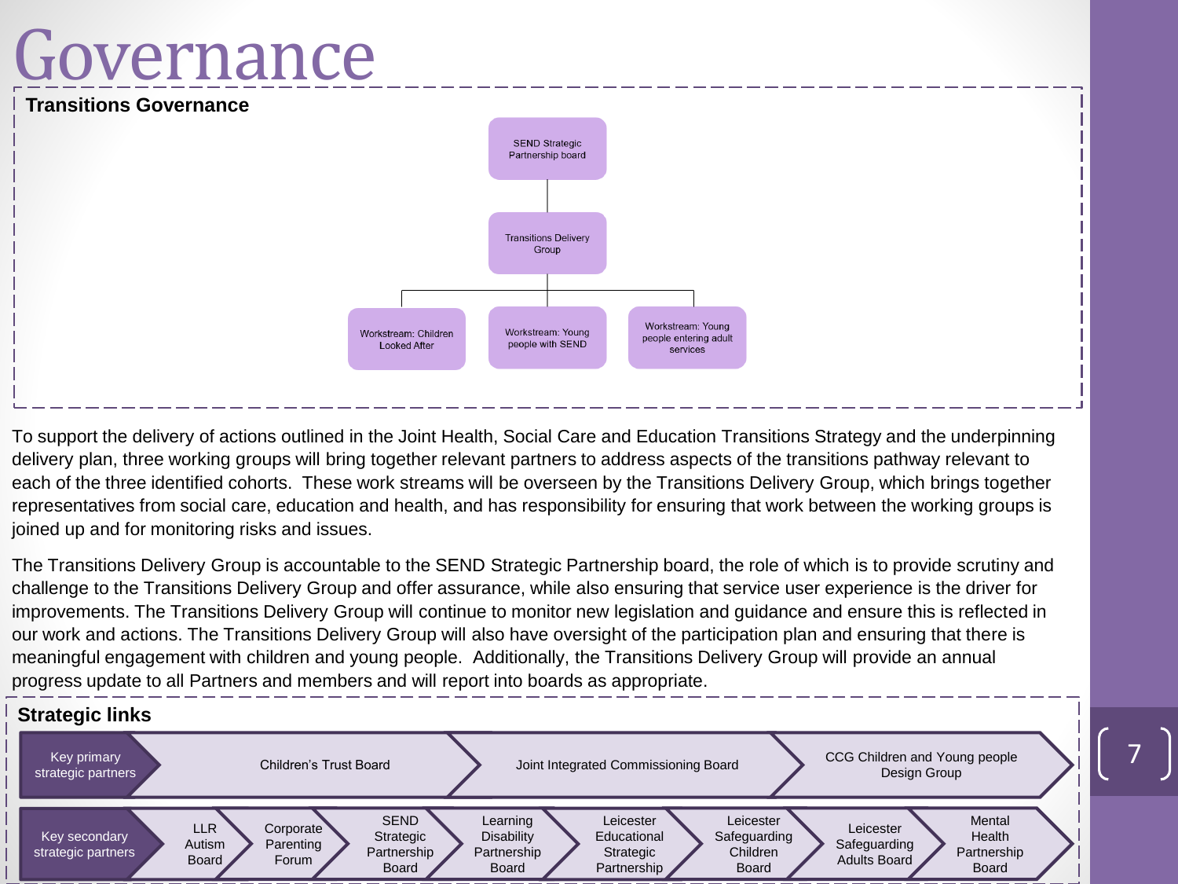# Governance

## Transitions Governance

- SEND Strategic Partnership board
  - Transitions Delivery Group
    - Workstream: Children Looked After
    - Workstream: Young people with SEND
    - Workstream: Young people entering adult services

To support the delivery of actions outlined in the Joint Health, Social Care and Education Transitions Strategy and the underpinning delivery plan, three working groups will bring together relevant partners to address aspects of the transitions pathway relevant to each of the three identified cohorts. These work streams will be overseen by the Transitions Delivery Group, which brings together representatives from social care, education and health, and has responsibility for ensuring that work between the working groups is joined up and for monitoring risks and issues.

The Transitions Delivery Group is accountable to the SEND Strategic Partnership board, the role of which is to provide scrutiny and challenge to the Transitions Delivery Group and offer assurance, while also ensuring that service user experience is the driver for improvements. The Transitions Delivery Group will continue to monitor new legislation and guidance and ensure this is reflected in our work and actions. The Transitions Delivery Group will also have oversight of the participation plan and ensuring that there is meaningful engagement with children and young people. Additionally, the Transitions Delivery Group will provide an annual progress update to all Partners and members and will report into boards as appropriate.

## Strategic links

**Key primary strategic partners:** Children's Trust Board; Joint Integrated Commissioning Board; CCG Children and Young people Design Group

**Key secondary strategic partners:** LLR Autism Board; Corporate Parenting Forum; SEND Strategic Partnership Board; Learning Disability Partnership Board; Leicester Educational Strategic Partnership; Leicester Safeguarding Children Board; Leicester Safeguarding Adults Board; Mental Health Partnership Board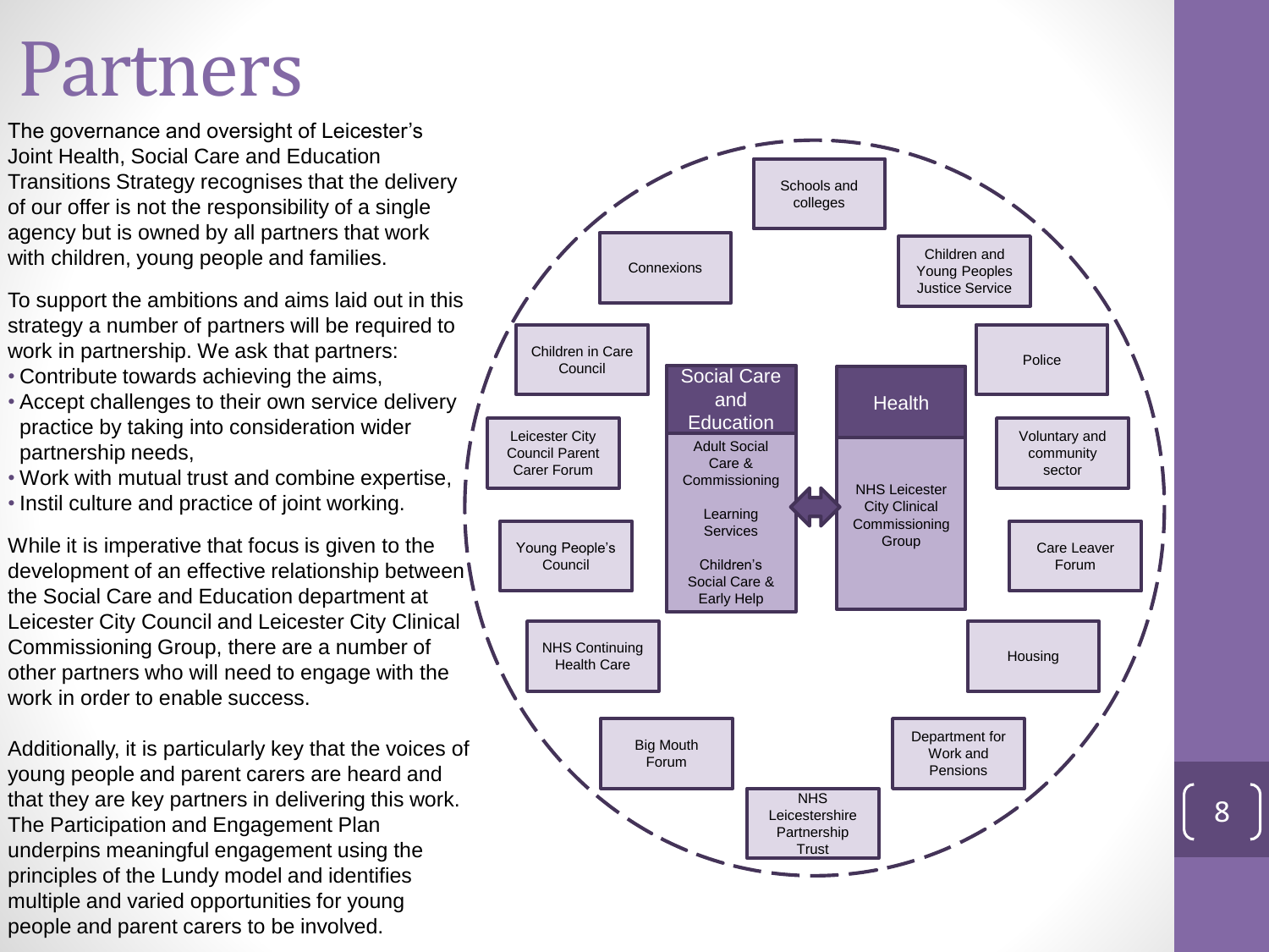# Partners

The governance and oversight of Leicester's Joint Health, Social Care and Education Transitions Strategy recognises that the delivery of our offer is not the responsibility of a single agency but is owned by all partners that work with children, young people and families.

To support the ambitions and aims laid out in this strategy a number of partners will be required to work in partnership. We ask that partners:

- Contribute towards achieving the aims,
- Accept challenges to their own service delivery practice by taking into consideration wider partnership needs,
- Work with mutual trust and combine expertise,
- Instil culture and practice of joint working.

While it is imperative that focus is given to the development of an effective relationship between the Social Care and Education department at Leicester City Council and Leicester City Clinical Commissioning Group, there are a number of other partners who will need to engage with the work in order to enable success.

Additionally, it is particularly key that the voices of young people and parent carers are heard and that they are key partners in delivering this work. The Participation and Engagement Plan underpins meaningful engagement using the principles of the Lundy model and identifies multiple and varied opportunities for young people and parent carers to be involved.

**Social Care and Education**
- Adult Social Care & Commissioning
- Learning Services
- Children's Social Care & Early Help

**Health**
- NHS Leicester City Clinical Commissioning Group

**Other partners:**
- Schools and colleges
- Children and Young Peoples Justice Service
- Police
- Voluntary and community sector
- Care Leaver Forum
- Housing
- Department for Work and Pensions
- NHS Leicestershire Partnership Trust
- Big Mouth Forum
- NHS Continuing Health Care
- Young People's Council
- Leicester City Council Parent Carer Forum
- Children in Care Council
- Connexions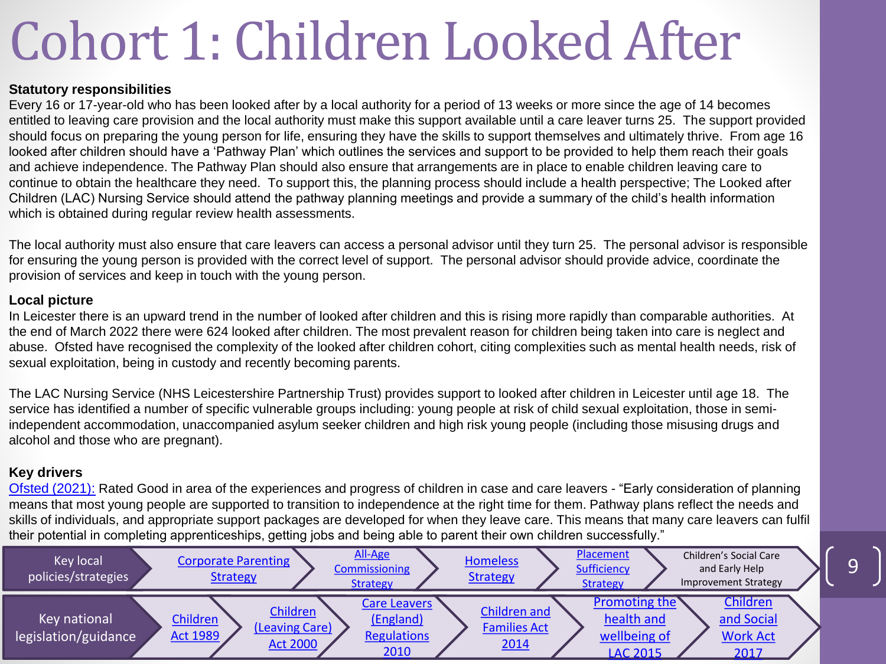# Cohort 1: Children Looked After

**Statutory responsibilities**

Every 16 or 17-year-old who has been looked after by a local authority for a period of 13 weeks or more since the age of 14 becomes entitled to leaving care provision and the local authority must make this support available until a care leaver turns 25. The support provided should focus on preparing the young person for life, ensuring they have the skills to support themselves and ultimately thrive. From age 16 looked after children should have a 'Pathway Plan' which outlines the services and support to be provided to help them reach their goals and achieve independence. The Pathway Plan should also ensure that arrangements are in place to enable children leaving care to continue to obtain the healthcare they need. To support this, the planning process should include a health perspective; The Looked after Children (LAC) Nursing Service should attend the pathway planning meetings and provide a summary of the child's health information which is obtained during regular review health assessments.

The local authority must also ensure that care leavers can access a personal advisor until they turn 25. The personal advisor is responsible for ensuring the young person is provided with the correct level of support. The personal advisor should provide advice, coordinate the provision of services and keep in touch with the young person.

**Local picture**

In Leicester there is an upward trend in the number of looked after children and this is rising more rapidly than comparable authorities. At the end of March 2022 there were 624 looked after children. The most prevalent reason for children being taken into care is neglect and abuse. Ofsted have recognised the complexity of the looked after children cohort, citing complexities such as mental health needs, risk of sexual exploitation, being in custody and recently becoming parents.

The LAC Nursing Service (NHS Leicestershire Partnership Trust) provides support to looked after children in Leicester until age 18. The service has identified a number of specific vulnerable groups including: young people at risk of child sexual exploitation, those in semi-independent accommodation, unaccompanied asylum seeker children and high risk young people (including those misusing drugs and alcohol and those who are pregnant).

**Key drivers**

Ofsted (2021): Rated Good in area of the experiences and progress of children in case and care leavers - "Early consideration of planning means that most young people are supported to transition to independence at the right time for them. Pathway plans reflect the needs and skills of individuals, and appropriate support packages are developed for when they leave care. This means that many care leavers can fulfil their potential in completing apprenticeships, getting jobs and being able to parent their own children successfully."

| | | | | | |
|---|---|---|---|---|---|
| Key local policies/strategies | Corporate Parenting Strategy | All-Age Commissioning Strategy | Homeless Strategy | Placement Sufficiency Strategy | Children's Social Care and Early Help Improvement Strategy |
| Key national legislation/guidance | Children Act 1989 | Children (Leaving Care) Act 2000 | Care Leavers (England) Regulations 2010 | Children and Families Act 2014 | Promoting the health and wellbeing of LAC 2015 | Children and Social Work Act 2017 |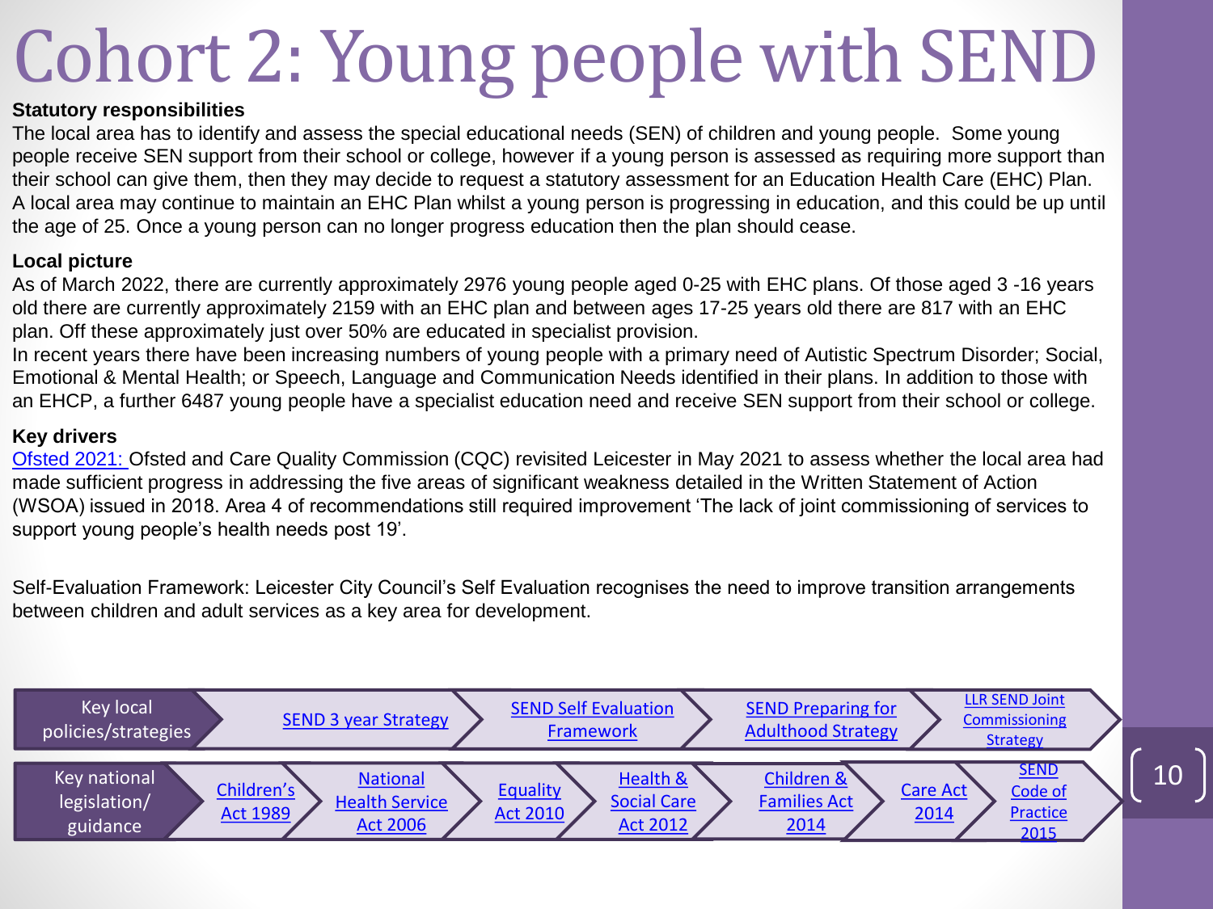# Cohort 2: Young people with SEND

**Statutory responsibilities**

The local area has to identify and assess the special educational needs (SEN) of children and young people. Some young people receive SEN support from their school or college, however if a young person is assessed as requiring more support than their school can give them, then they may decide to request a statutory assessment for an Education Health Care (EHC) Plan. A local area may continue to maintain an EHC Plan whilst a young person is progressing in education, and this could be up until the age of 25. Once a young person can no longer progress education then the plan should cease.

**Local picture**

As of March 2022, there are currently approximately 2976 young people aged 0-25 with EHC plans. Of those aged 3 -16 years old there are currently approximately 2159 with an EHC plan and between ages 17-25 years old there are 817 with an EHC plan. Off these approximately just over 50% are educated in specialist provision.

In recent years there have been increasing numbers of young people with a primary need of Autistic Spectrum Disorder; Social, Emotional & Mental Health; or Speech, Language and Communication Needs identified in their plans. In addition to those with an EHCP, a further 6487 young people have a specialist education need and receive SEN support from their school or college.

**Key drivers**

Ofsted 2021: Ofsted and Care Quality Commission (CQC) revisited Leicester in May 2021 to assess whether the local area had made sufficient progress in addressing the five areas of significant weakness detailed in the Written Statement of Action (WSOA) issued in 2018. Area 4 of recommendations still required improvement 'The lack of joint commissioning of services to support young people's health needs post 19'.

Self-Evaluation Framework: Leicester City Council's Self Evaluation recognises the need to improve transition arrangements between children and adult services as a key area for development.

| Key local policies/strategies | SEND 3 year Strategy | SEND Self Evaluation Framework | SEND Preparing for Adulthood Strategy | LLR SEND Joint Commissioning Strategy | | | |
|---|---|---|---|---|---|---|---|
| **Key national legislation/ guidance** | Children's Act 1989 | National Health Service Act 2006 | Equality Act 2010 | Health & Social Care Act 2012 | Children & Families Act 2014 | Care Act 2014 | SEND Code of Practice 2015 |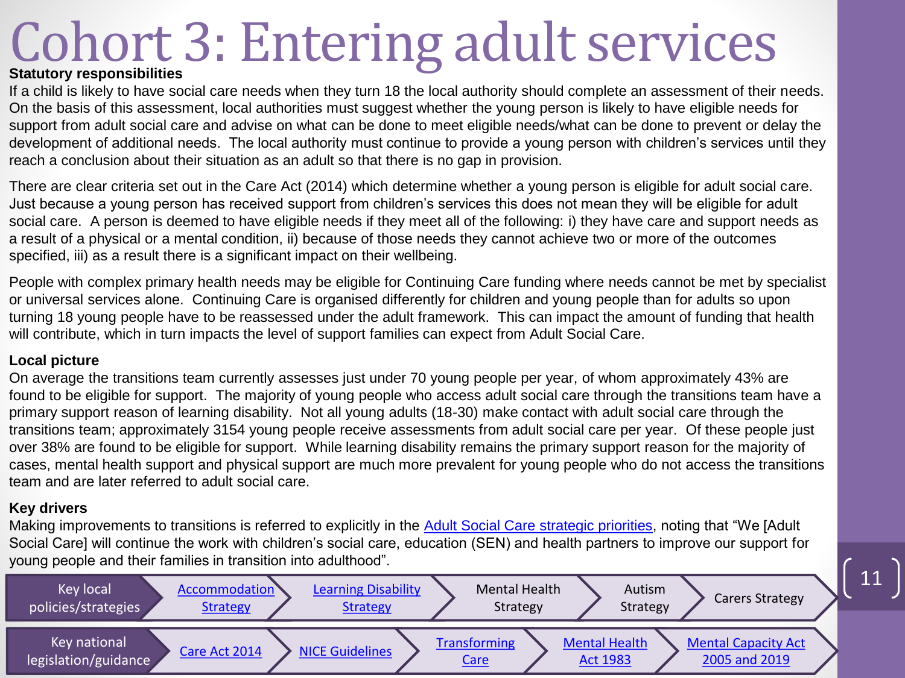# Cohort 3: Entering adult services

**Statutory responsibilities**

If a child is likely to have social care needs when they turn 18 the local authority should complete an assessment of their needs. On the basis of this assessment, local authorities must suggest whether the young person is likely to have eligible needs for support from adult social care and advise on what can be done to meet eligible needs/what can be done to prevent or delay the development of additional needs. The local authority must continue to provide a young person with children's services until they reach a conclusion about their situation as an adult so that there is no gap in provision.

There are clear criteria set out in the Care Act (2014) which determine whether a young person is eligible for adult social care. Just because a young person has received support from children's services this does not mean they will be eligible for adult social care. A person is deemed to have eligible needs if they meet all of the following: i) they have care and support needs as a result of a physical or a mental condition, ii) because of those needs they cannot achieve two or more of the outcomes specified, iii) as a result there is a significant impact on their wellbeing.

People with complex primary health needs may be eligible for Continuing Care funding where needs cannot be met by specialist or universal services alone. Continuing Care is organised differently for children and young people than for adults so upon turning 18 young people have to be reassessed under the adult framework. This can impact the amount of funding that health will contribute, which in turn impacts the level of support families can expect from Adult Social Care.

**Local picture**

On average the transitions team currently assesses just under 70 young people per year, of whom approximately 43% are found to be eligible for support. The majority of young people who access adult social care through the transitions team have a primary support reason of learning disability. Not all young adults (18-30) make contact with adult social care through the transitions team; approximately 3154 young people receive assessments from adult social care per year. Of these people just over 38% are found to be eligible for support. While learning disability remains the primary support reason for the majority of cases, mental health support and physical support are much more prevalent for young people who do not access the transitions team and are later referred to adult social care.

**Key drivers**

Making improvements to transitions is referred to explicitly in the Adult Social Care strategic priorities, noting that "We [Adult Social Care] will continue the work with children's social care, education (SEN) and health partners to improve our support for young people and their families in transition into adulthood".

| Key local policies/strategies | Accommodation Strategy | Learning Disability Strategy | Mental Health Strategy | Autism Strategy | Carers Strategy |
|---|---|---|---|---|---|
| **Key national legislation/guidance** | Care Act 2014 | NICE Guidelines | Transforming Care | Mental Health Act 1983 | Mental Capacity Act 2005 and 2019 |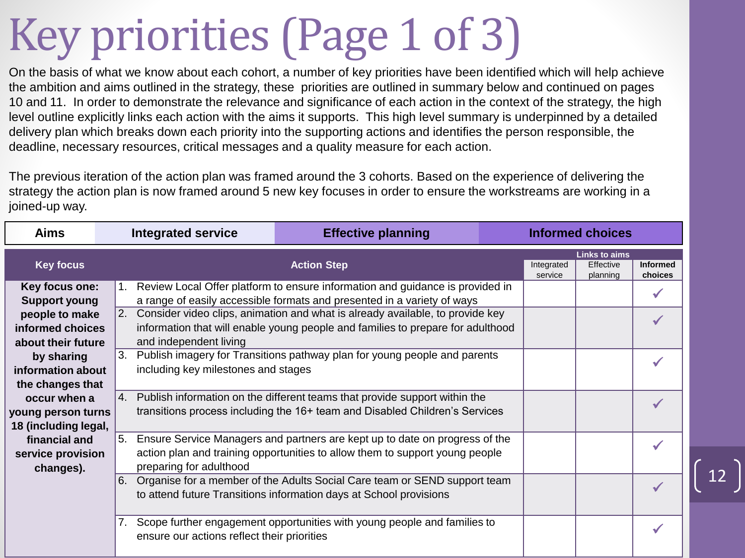# Key priorities (Page 1 of 3)

On the basis of what we know about each cohort, a number of key priorities have been identified which will help achieve the ambition and aims outlined in the strategy, these priorities are outlined in summary below and continued on pages 10 and 11. In order to demonstrate the relevance and significance of each action in the context of the strategy, the high level outline explicitly links each action with the aims it supports. This high level summary is underpinned by a detailed delivery plan which breaks down each priority into the supporting actions and identifies the person responsible, the deadline, necessary resources, critical messages and a quality measure for each action.

The previous iteration of the action plan was framed around the 3 cohorts. Based on the experience of delivering the strategy the action plan is now framed around 5 new key focuses in order to ensure the workstreams are working in a joined-up way.

| Aims | Integrated service | Effective planning | Informed choices |
|---|---|---|---|

| Key focus | Action Step | Links to aims | | |
|---|---|---|---|---|
| | | Integrated service | Effective planning | Informed choices |
| Key focus one: Support young people to make informed choices about their future by sharing information about the changes that occur when a young person turns 18 (including legal, financial and service provision changes). | 1. Review Local Offer platform to ensure information and guidance is provided in a range of easily accessible formats and presented in a variety of ways | | | ✓ |
| | 2. Consider video clips, animation and what is already available, to provide key information that will enable young people and families to prepare for adulthood and independent living | | | ✓ |
| | 3. Publish imagery for Transitions pathway plan for young people and parents including key milestones and stages | | | ✓ |
| | 4. Publish information on the different teams that provide support within the transitions process including the 16+ team and Disabled Children's Services | | | ✓ |
| | 5. Ensure Service Managers and partners are kept up to date on progress of the action plan and training opportunities to allow them to support young people preparing for adulthood | | | ✓ |
| | 6. Organise for a member of the Adults Social Care team or SEND support team to attend future Transitions information days at School provisions | | | ✓ |
| | 7. Scope further engagement opportunities with young people and families to ensure our actions reflect their priorities | | | ✓ |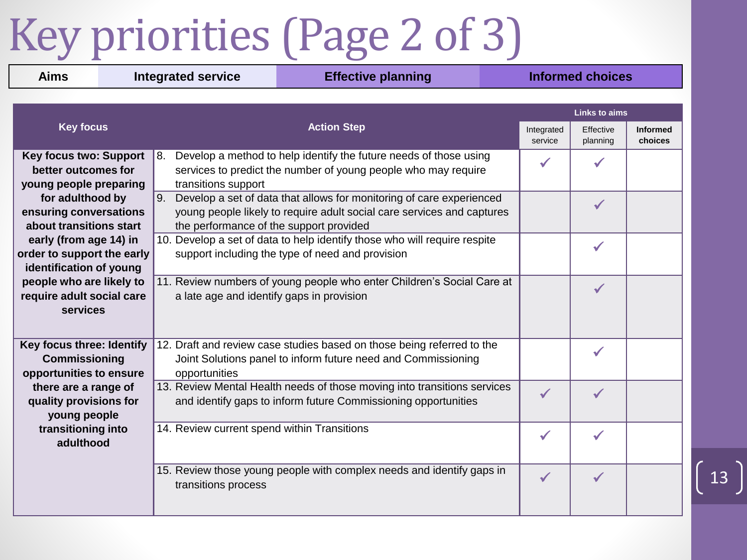# Key priorities (Page 2 of 3)

| Aims | Integrated service | Effective planning | Informed choices |
|---|---|---|---|

| Key focus | Action Step | Links to aims | | |
|---|---|---|---|---|
| | | Integrated service | Effective planning | Informed choices |
| **Key focus two: Support better outcomes for young people preparing for adulthood by ensuring conversations about transitions start early (from age 14) in order to support the early identification of young people who are likely to require adult social care services** | 8. Develop a method to help identify the future needs of those using services to predict the number of young people who may require transitions support | ✓ | ✓ | |
| | 9. Develop a set of data that allows for monitoring of care experienced young people likely to require adult social care services and captures the performance of the support provided | | ✓ | |
| | 10. Develop a set of data to help identify those who will require respite support including the type of need and provision | | ✓ | |
| | 11. Review numbers of young people who enter Children's Social Care at a late age and identify gaps in provision | | ✓ | |
| **Key focus three: Identify Commissioning opportunities to ensure there are a range of quality provisions for young people transitioning into adulthood** | 12. Draft and review case studies based on those being referred to the Joint Solutions panel to inform future need and Commissioning opportunities | | ✓ | |
| | 13. Review Mental Health needs of those moving into transitions services and identify gaps to inform future Commissioning opportunities | ✓ | ✓ | |
| | 14. Review current spend within Transitions | ✓ | ✓ | |
| | 15. Review those young people with complex needs and identify gaps in transitions process | ✓ | ✓ | |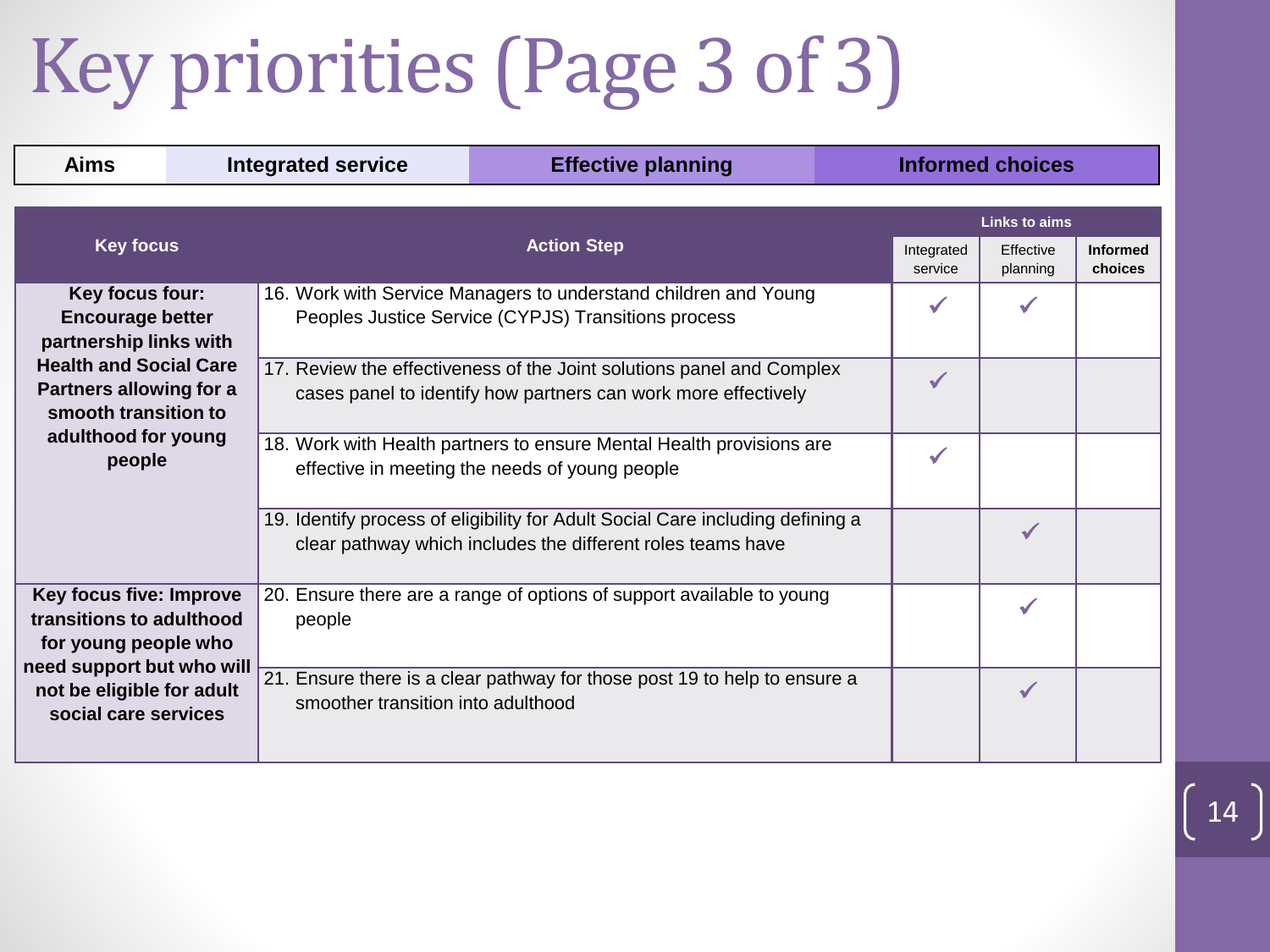# Key priorities (Page 3 of 3)

| Aims | Integrated service | Effective planning | Informed choices |
| --- | --- | --- | --- |

| Key focus | Action Step | Links to aims | | |
| --- | --- | --- | --- | --- |
| | | Integrated service | Effective planning | Informed choices |
| **Key focus four: Encourage better partnership links with Health and Social Care Partners allowing for a smooth transition to adulthood for young people** | 16. Work with Service Managers to understand children and Young Peoples Justice Service (CYPJS) Transitions process | ✓ | ✓ | |
| | 17. Review the effectiveness of the Joint solutions panel and Complex cases panel to identify how partners can work more effectively | ✓ | | |
| | 18. Work with Health partners to ensure Mental Health provisions are effective in meeting the needs of young people | ✓ | | |
| | 19. Identify process of eligibility for Adult Social Care including defining a clear pathway which includes the different roles teams have | | ✓ | |
| **Key focus five: Improve transitions to adulthood for young people who need support but who will not be eligible for adult social care services** | 20. Ensure there are a range of options of support available to young people | | ✓ | |
| | 21. Ensure there is a clear pathway for those post 19 to help to ensure a smoother transition into adulthood | | ✓ | |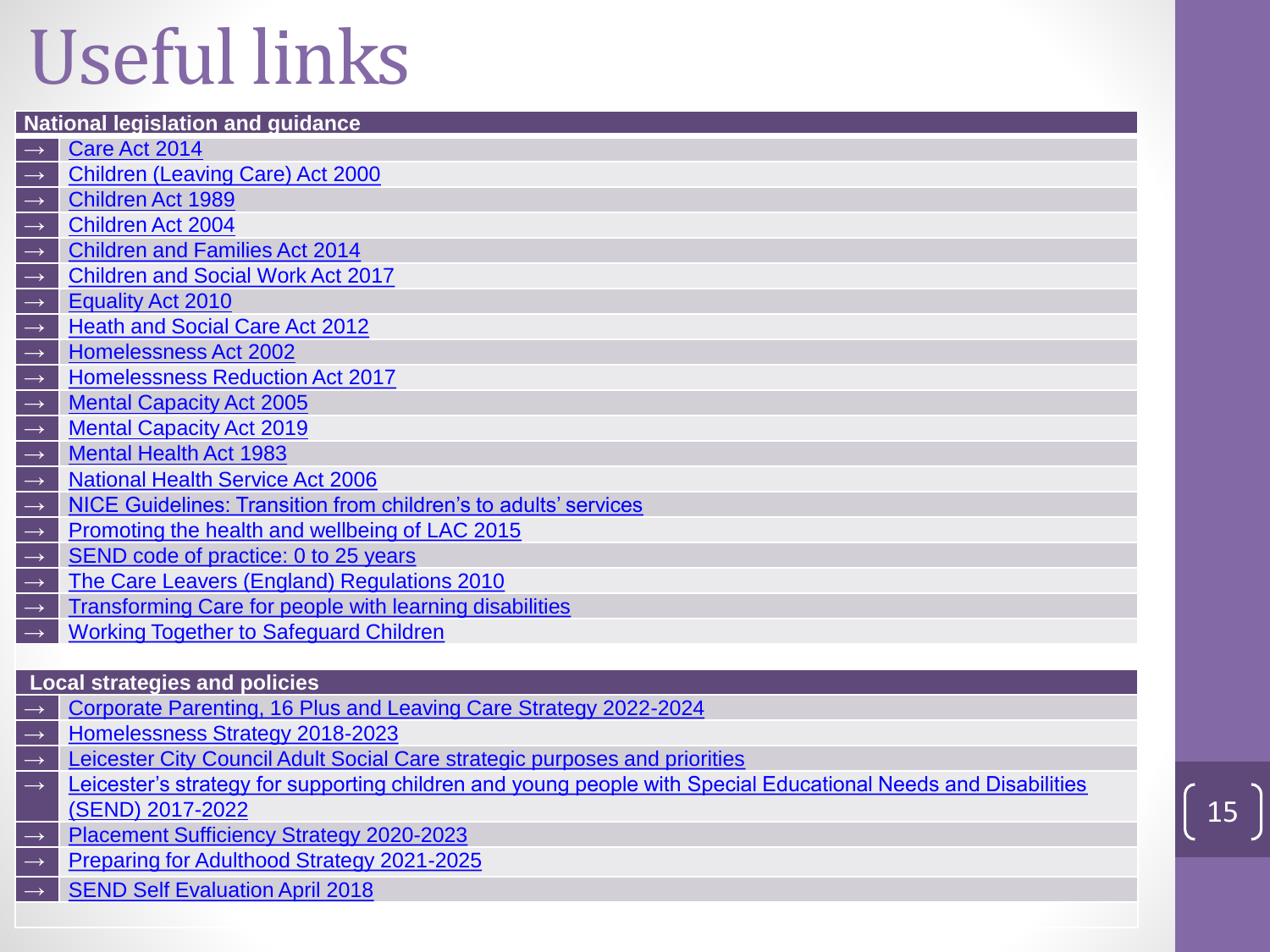# Useful links

## National legislation and guidance

- → Care Act 2014
- → Children (Leaving Care) Act 2000
- → Children Act 1989
- → Children Act 2004
- → Children and Families Act 2014
- → Children and Social Work Act 2017
- → Equality Act 2010
- → Heath and Social Care Act 2012
- → Homelessness Act 2002
- → Homelessness Reduction Act 2017
- → Mental Capacity Act 2005
- → Mental Capacity Act 2019
- → Mental Health Act 1983
- → National Health Service Act 2006
- → NICE Guidelines: Transition from children's to adults' services
- → Promoting the health and wellbeing of LAC 2015
- → SEND code of practice: 0 to 25 years
- → The Care Leavers (England) Regulations 2010
- → Transforming Care for people with learning disabilities
- → Working Together to Safeguard Children

## Local strategies and policies

- → Corporate Parenting, 16 Plus and Leaving Care Strategy 2022-2024
- → Homelessness Strategy 2018-2023
- → Leicester City Council Adult Social Care strategic purposes and priorities
- → Leicester's strategy for supporting children and young people with Special Educational Needs and Disabilities (SEND) 2017-2022
- → Placement Sufficiency Strategy 2020-2023
- → Preparing for Adulthood Strategy 2021-2025
- → SEND Self Evaluation April 2018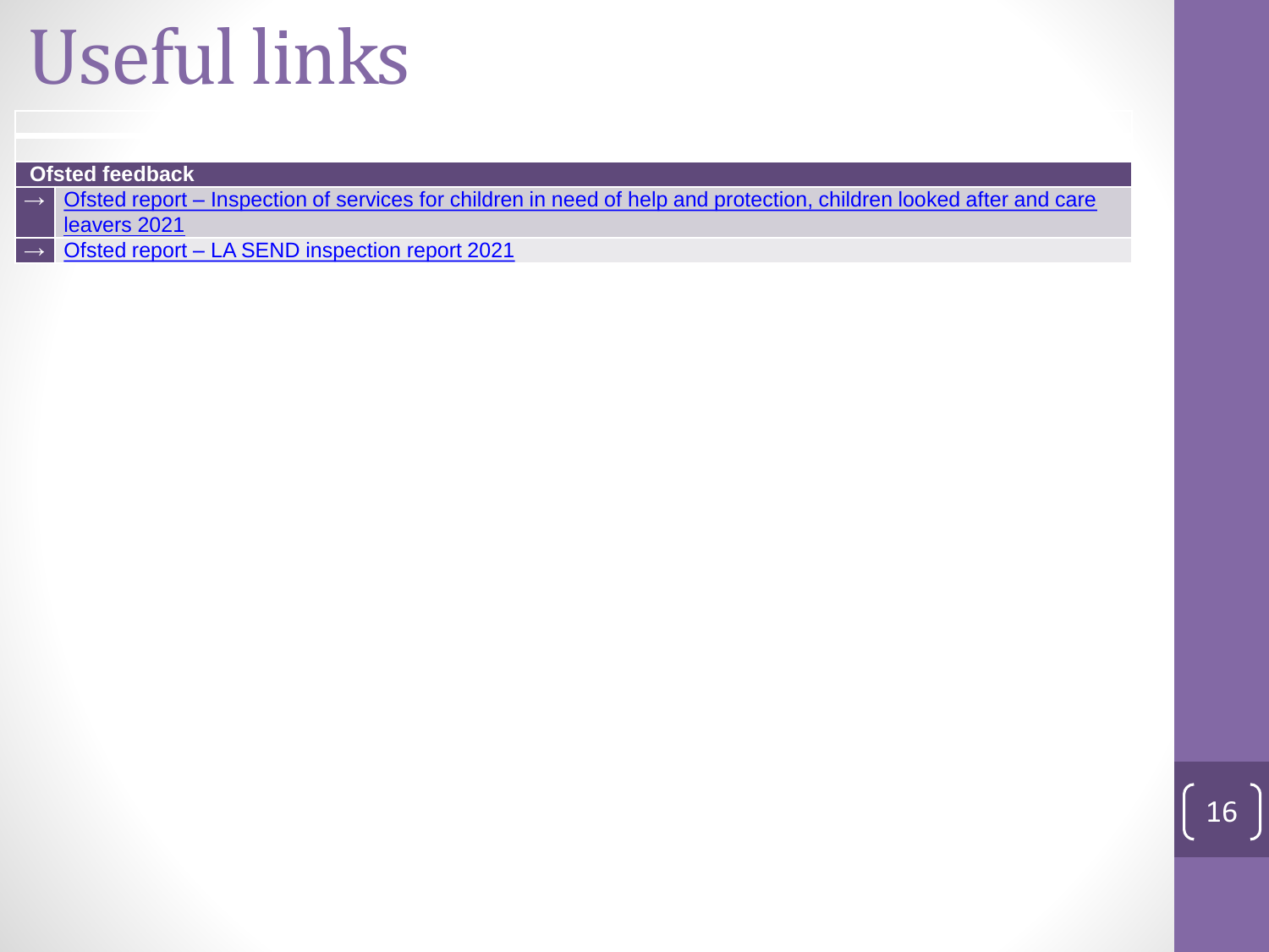# Useful links

| | |
|---|---|
| **Ofsted feedback** | |
| → | Ofsted report – Inspection of services for children in need of help and protection, children looked after and care leavers 2021 |
| → | Ofsted report – LA SEND inspection report 2021 |